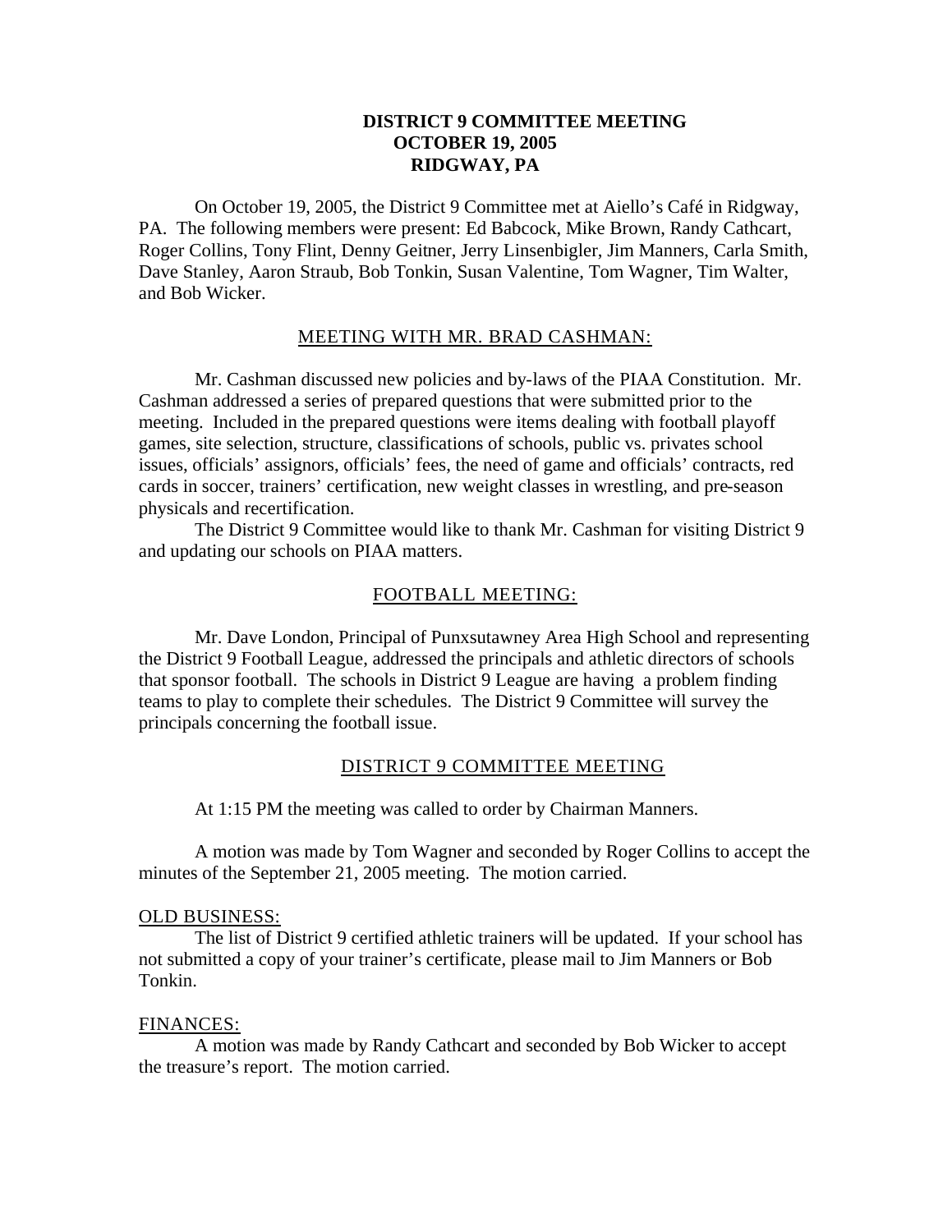# DISTRICT 9 COMMITTEE MEETING
## OCTOBER 19, 2005
## RIDGWAY, PA

On October 19, 2005, the District 9 Committee met at Aiello's Café in Ridgway, PA. The following members were present: Ed Babcock, Mike Brown, Randy Cathcart, Roger Collins, Tony Flint, Denny Geitner, Jerry Linsenbigler, Jim Manners, Carla Smith, Dave Stanley, Aaron Straub, Bob Tonkin, Susan Valentine, Tom Wagner, Tim Walter, and Bob Wicker.

### MEETING WITH MR. BRAD CASHMAN:

Mr. Cashman discussed new policies and by-laws of the PIAA Constitution. Mr. Cashman addressed a series of prepared questions that were submitted prior to the meeting. Included in the prepared questions were items dealing with football playoff games, site selection, structure, classifications of schools, public vs. privates school issues, officials' assignors, officials' fees, the need of game and officials' contracts, red cards in soccer, trainers' certification, new weight classes in wrestling, and pre-season physicals and recertification.

The District 9 Committee would like to thank Mr. Cashman for visiting District 9 and updating our schools on PIAA matters.

### FOOTBALL MEETING:

Mr. Dave London, Principal of Punxsutawney Area High School and representing the District 9 Football League, addressed the principals and athletic directors of schools that sponsor football. The schools in District 9 League are having a problem finding teams to play to complete their schedules. The District 9 Committee will survey the principals concerning the football issue.

### DISTRICT 9 COMMITTEE MEETING

At 1:15 PM the meeting was called to order by Chairman Manners.

A motion was made by Tom Wagner and seconded by Roger Collins to accept the minutes of the September 21, 2005 meeting. The motion carried.

#### OLD BUSINESS:

The list of District 9 certified athletic trainers will be updated. If your school has not submitted a copy of your trainer's certificate, please mail to Jim Manners or Bob Tonkin.

#### FINANCES:

A motion was made by Randy Cathcart and seconded by Bob Wicker to accept the treasure's report. The motion carried.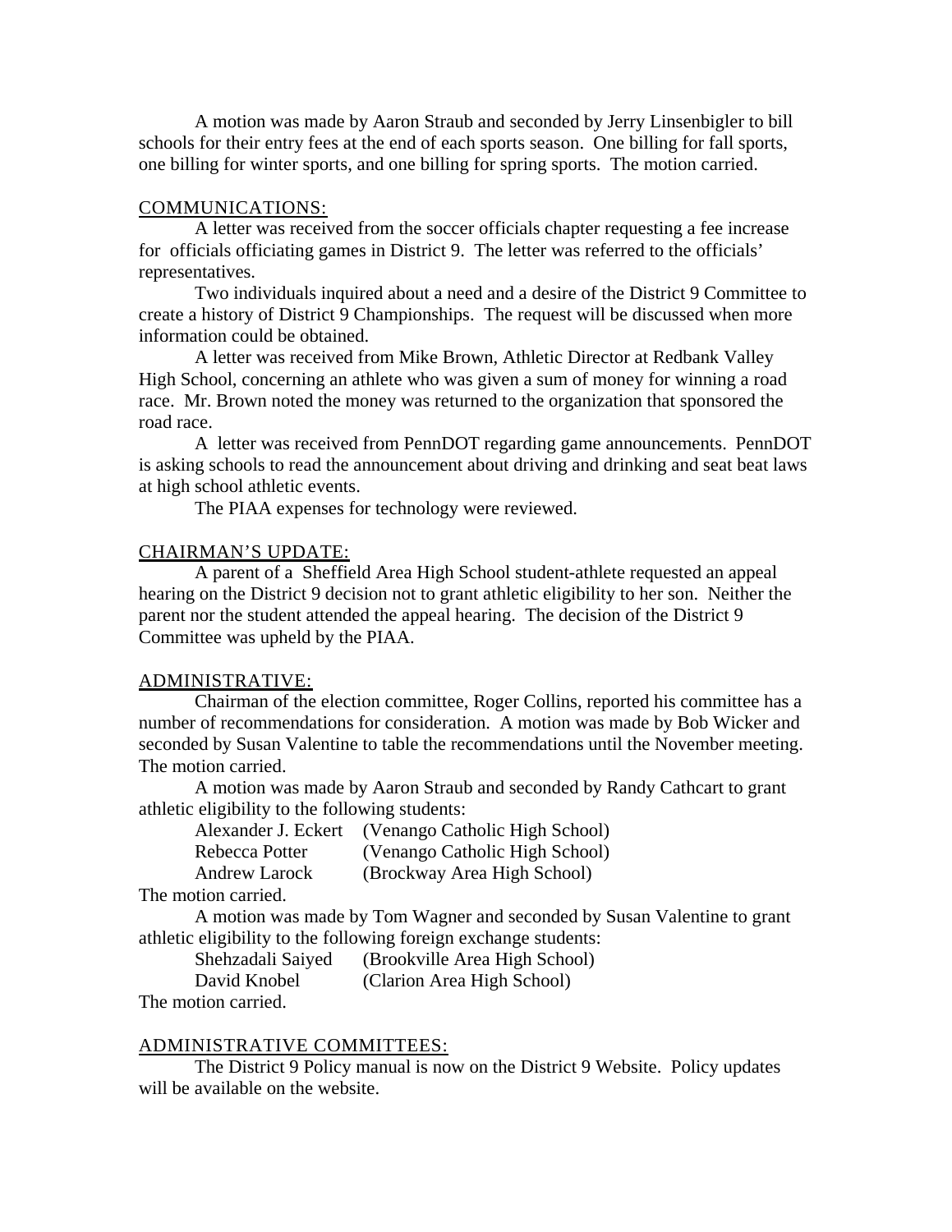A motion was made by Aaron Straub and seconded by Jerry Linsenbigler to bill schools for their entry fees at the end of each sports season. One billing for fall sports, one billing for winter sports, and one billing for spring sports. The motion carried.

COMMUNICATIONS:

A letter was received from the soccer officials chapter requesting a fee increase for officials officiating games in District 9. The letter was referred to the officials' representatives.

Two individuals inquired about a need and a desire of the District 9 Committee to create a history of District 9 Championships. The request will be discussed when more information could be obtained.

A letter was received from Mike Brown, Athletic Director at Redbank Valley High School, concerning an athlete who was given a sum of money for winning a road race. Mr. Brown noted the money was returned to the organization that sponsored the road race.

A letter was received from PennDOT regarding game announcements. PennDOT is asking schools to read the announcement about driving and drinking and seat beat laws at high school athletic events.

The PIAA expenses for technology were reviewed.

CHAIRMAN'S UPDATE:

A parent of a Sheffield Area High School student-athlete requested an appeal hearing on the District 9 decision not to grant athletic eligibility to her son. Neither the parent nor the student attended the appeal hearing. The decision of the District 9 Committee was upheld by the PIAA.

ADMINISTRATIVE:

Chairman of the election committee, Roger Collins, reported his committee has a number of recommendations for consideration. A motion was made by Bob Wicker and seconded by Susan Valentine to table the recommendations until the November meeting. The motion carried.

A motion was made by Aaron Straub and seconded by Randy Cathcart to grant athletic eligibility to the following students:

| | |
|---|---|
| Alexander J. Eckert | (Venango Catholic High School) |
| Rebecca Potter | (Venango Catholic High School) |
| Andrew Larock | (Brockway Area High School) |

The motion carried.

A motion was made by Tom Wagner and seconded by Susan Valentine to grant athletic eligibility to the following foreign exchange students:

| | |
|---|---|
| Shehzadali Saiyed | (Brookville Area High School) |
| David Knobel | (Clarion Area High School) |

The motion carried.

ADMINISTRATIVE COMMITTEES:

The District 9 Policy manual is now on the District 9 Website. Policy updates will be available on the website.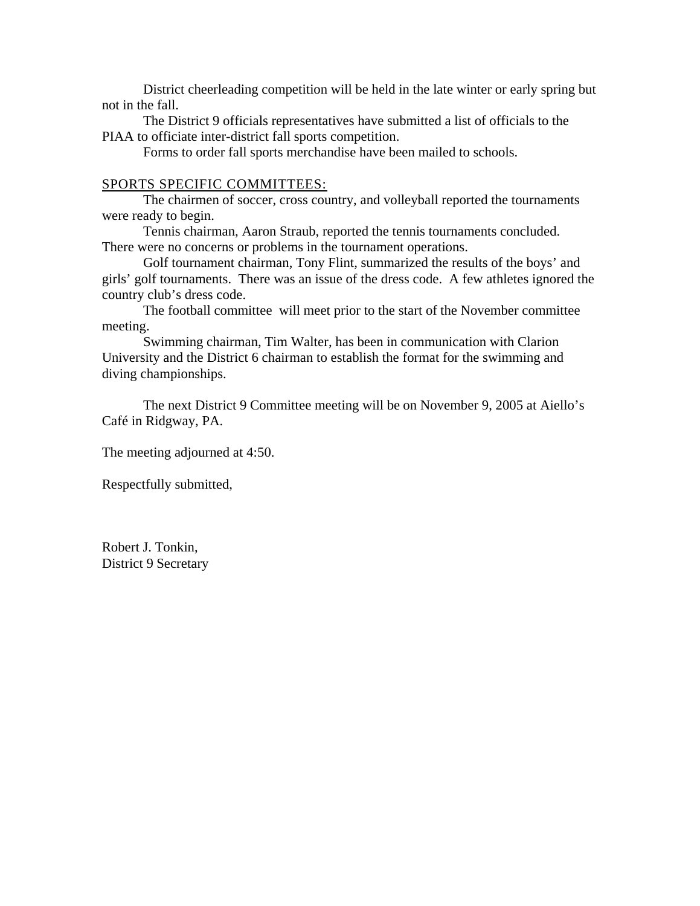District cheerleading competition will be held in the late winter or early spring but not in the fall.

The District 9 officials representatives have submitted a list of officials to the PIAA to officiate inter-district fall sports competition.

Forms to order fall sports merchandise have been mailed to schools.

SPORTS SPECIFIC COMMITTEES:

The chairmen of soccer, cross country, and volleyball reported the tournaments were ready to begin.

Tennis chairman, Aaron Straub, reported the tennis tournaments concluded. There were no concerns or problems in the tournament operations.

Golf tournament chairman, Tony Flint, summarized the results of the boys' and girls' golf tournaments. There was an issue of the dress code. A few athletes ignored the country club's dress code.

The football committee will meet prior to the start of the November committee meeting.

Swimming chairman, Tim Walter, has been in communication with Clarion University and the District 6 chairman to establish the format for the swimming and diving championships.

The next District 9 Committee meeting will be on November 9, 2005 at Aiello's Café in Ridgway, PA.

The meeting adjourned at 4:50.

Respectfully submitted,

Robert J. Tonkin,
District 9 Secretary